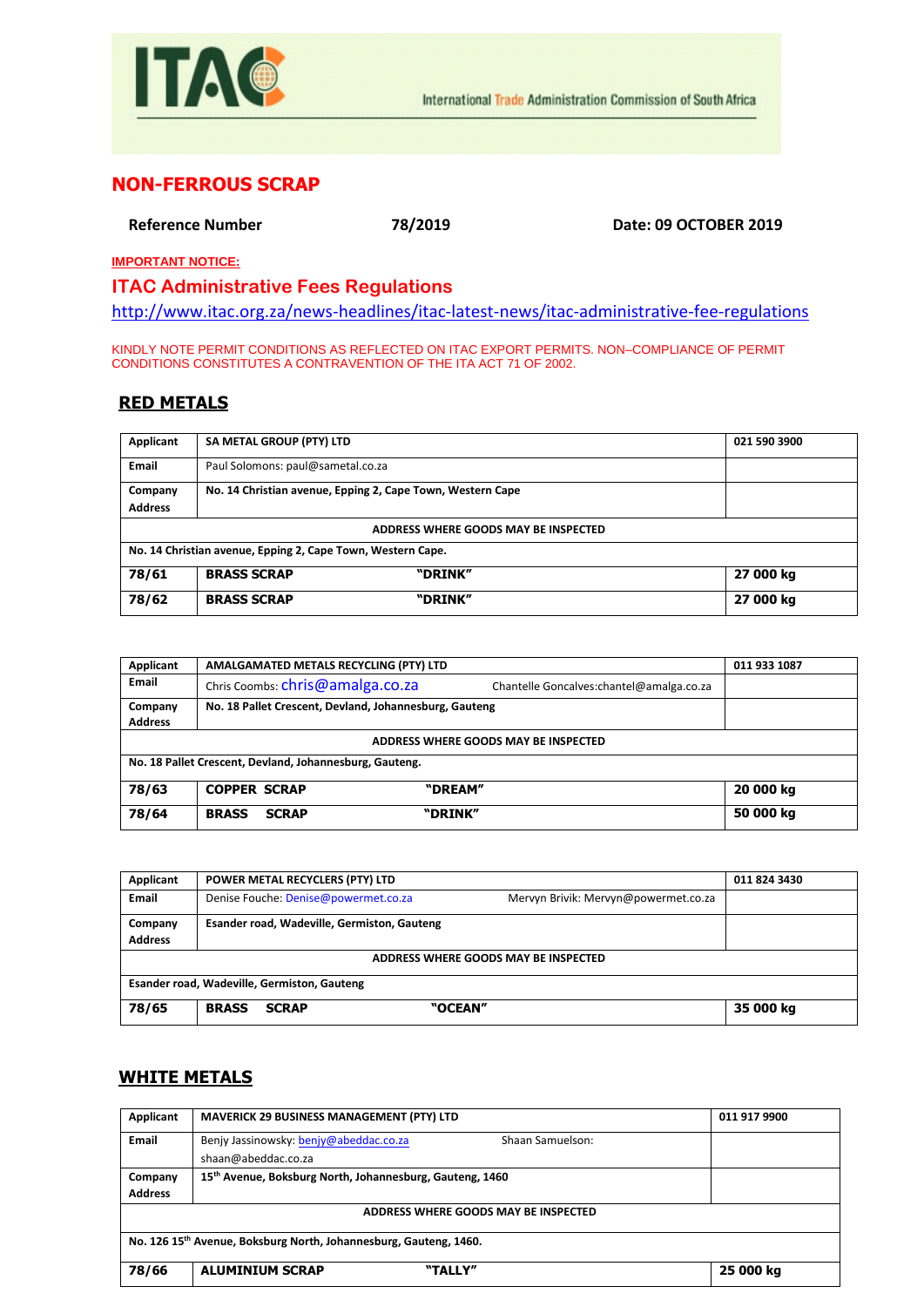ITAC

International Trade Administration Commission of South Africa

# NON-FERROUS SCRAP

**Reference Number** **78/2019** **Date: 09 OCTOBER 2019**

**IMPORTANT NOTICE:**

## ITAC Administrative Fees Regulations

http://www.itac.org.za/news-headlines/itac-latest-news/itac-administrative-fee-regulations

KINDLY NOTE PERMIT CONDITIONS AS REFLECTED ON ITAC EXPORT PERMITS. NON–COMPLIANCE OF PERMIT CONDITIONS CONSTITUTES A CONTRAVENTION OF THE ITA ACT 71 OF 2002.

## RED METALS

| Applicant | SA METAL GROUP (PTY) LTD | | 021 590 3900 |
|---|---|---|---|
| Email | Paul Solomons: paul@sametal.co.za | | |
| Company Address | No. 14 Christian avenue, Epping 2, Cape Town, Western Cape | | |
| ADDRESS WHERE GOODS MAY BE INSPECTED | | | |
| No. 14 Christian avenue, Epping 2, Cape Town, Western Cape. | | | |
| **78/61** | **BRASS SCRAP** | **"DRINK"** | **27 000 kg** |
| **78/62** | **BRASS SCRAP** | **"DRINK"** | **27 000 kg** |

| Applicant | AMALGAMATED METALS RECYCLING (PTY) LTD | | 011 933 1087 |
|---|---|---|---|
| Email | Chris Coombs: chris@amalga.co.za | Chantelle Goncalves:chantel@amalga.co.za | |
| Company Address | No. 18 Pallet Crescent, Devland, Johannesburg, Gauteng | | |
| ADDRESS WHERE GOODS MAY BE INSPECTED | | | |
| No. 18 Pallet Crescent, Devland, Johannesburg, Gauteng. | | | |
| **78/63** | **COPPER SCRAP** | **"DREAM"** | **20 000 kg** |
| **78/64** | **BRASS SCRAP** | **"DRINK"** | **50 000 kg** |

| Applicant | POWER METAL RECYCLERS (PTY) LTD | | 011 824 3430 |
|---|---|---|---|
| Email | Denise Fouche: Denise@powermet.co.za | Mervyn Brivik: Mervyn@powermet.co.za | |
| Company Address | Esander road, Wadeville, Germiston, Gauteng | | |
| ADDRESS WHERE GOODS MAY BE INSPECTED | | | |
| Esander road, Wadeville, Germiston, Gauteng | | | |
| **78/65** | **BRASS SCRAP** | **"OCEAN"** | **35 000 kg** |

## WHITE METALS

| Applicant | MAVERICK 29 BUSINESS MANAGEMENT (PTY) LTD | | 011 917 9900 |
|---|---|---|---|
| Email | Benjy Jassinowsky: benjy@abeddac.co.za | Shaan Samuelson: shaan@abeddac.co.za | |
| Company Address | 15th Avenue, Boksburg North, Johannesburg, Gauteng, 1460 | | |
| ADDRESS WHERE GOODS MAY BE INSPECTED | | | |
| No. 126 15th Avenue, Boksburg North, Johannesburg, Gauteng, 1460. | | | |
| **78/66** | **ALUMINIUM SCRAP** | **"TALLY"** | **25 000 kg** |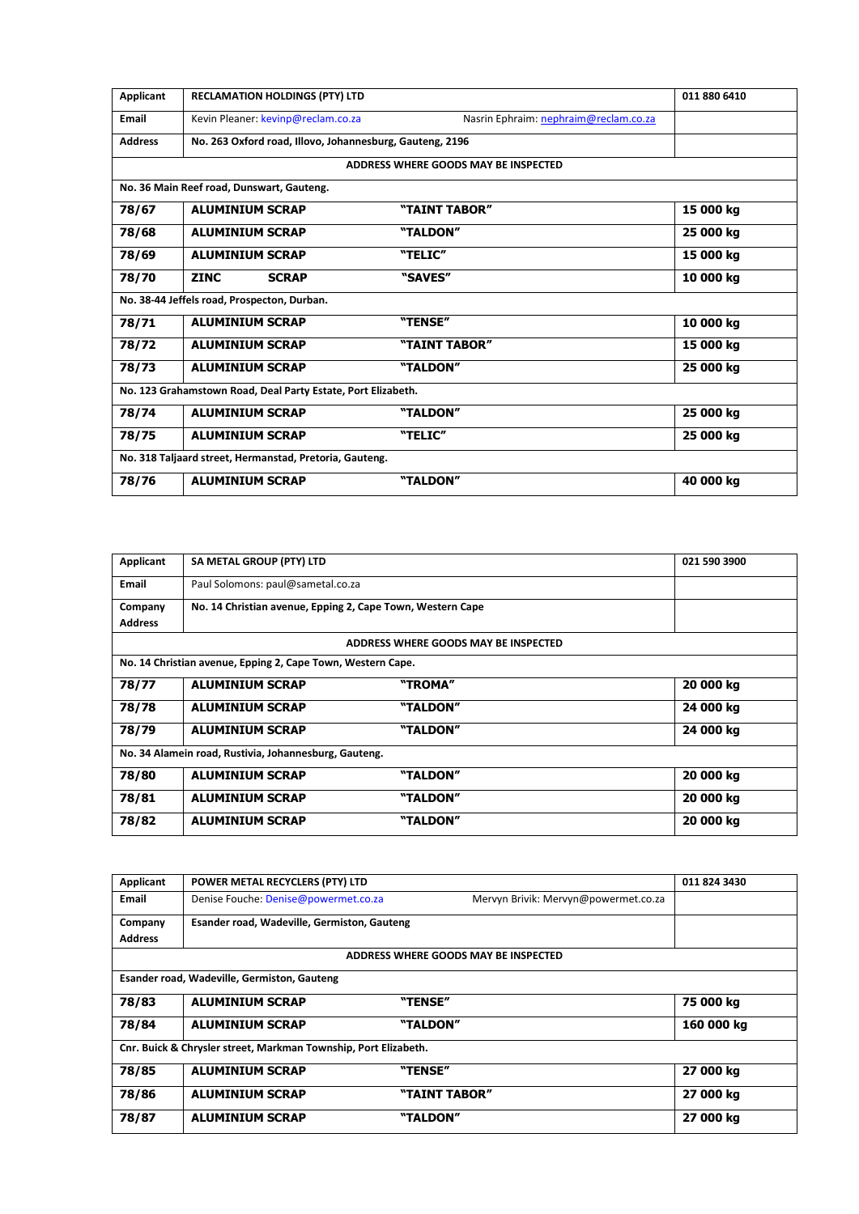| Applicant | RECLAMATION HOLDINGS (PTY) LTD | | 011 880 6410 |
|---|---|---|---|
| Email | Kevin Pleaner: kevinp@reclam.co.za | Nasrin Ephraim: nephraim@reclam.co.za | |
| Address | No. 263 Oxford road, Illovo, Johannesburg, Gauteng, 2196 | | |
| ADDRESS WHERE GOODS MAY BE INSPECTED | | | |
| No. 36 Main Reef road, Dunswart, Gauteng. | | | |
| **78/67** | **ALUMINIUM SCRAP** | **"TAINT TABOR"** | **15 000 kg** |
| **78/68** | **ALUMINIUM SCRAP** | **"TALDON"** | **25 000 kg** |
| **78/69** | **ALUMINIUM SCRAP** | **"TELIC"** | **15 000 kg** |
| **78/70** | **ZINC SCRAP** | **"SAVES"** | **10 000 kg** |
| No. 38-44 Jeffels road, Prospecton, Durban. | | | |
| **78/71** | **ALUMINIUM SCRAP** | **"TENSE"** | **10 000 kg** |
| **78/72** | **ALUMINIUM SCRAP** | **"TAINT TABOR"** | **15 000 kg** |
| **78/73** | **ALUMINIUM SCRAP** | **"TALDON"** | **25 000 kg** |
| No. 123 Grahamstown Road, Deal Party Estate, Port Elizabeth. | | | |
| **78/74** | **ALUMINIUM SCRAP** | **"TALDON"** | **25 000 kg** |
| **78/75** | **ALUMINIUM SCRAP** | **"TELIC"** | **25 000 kg** |
| No. 318 Taljaard street, Hermanstad, Pretoria, Gauteng. | | | |
| **78/76** | **ALUMINIUM SCRAP** | **"TALDON"** | **40 000 kg** |

| Applicant | SA METAL GROUP (PTY) LTD | | 021 590 3900 |
|---|---|---|---|
| Email | Paul Solomons: paul@sametal.co.za | | |
| Company Address | No. 14 Christian avenue, Epping 2, Cape Town, Western Cape | | |
| ADDRESS WHERE GOODS MAY BE INSPECTED | | | |
| No. 14 Christian avenue, Epping 2, Cape Town, Western Cape. | | | |
| **78/77** | **ALUMINIUM SCRAP** | **"TROMA"** | **20 000 kg** |
| **78/78** | **ALUMINIUM SCRAP** | **"TALDON"** | **24 000 kg** |
| **78/79** | **ALUMINIUM SCRAP** | **"TALDON"** | **24 000 kg** |
| No. 34 Alamein road, Rustivia, Johannesburg, Gauteng. | | | |
| **78/80** | **ALUMINIUM SCRAP** | **"TALDON"** | **20 000 kg** |
| **78/81** | **ALUMINIUM SCRAP** | **"TALDON"** | **20 000 kg** |
| **78/82** | **ALUMINIUM SCRAP** | **"TALDON"** | **20 000 kg** |

| Applicant | POWER METAL RECYCLERS (PTY) LTD | | 011 824 3430 |
|---|---|---|---|
| Email | Denise Fouche: Denise@powermet.co.za | Mervyn Brivik: Mervyn@powermet.co.za | |
| Company Address | Esander road, Wadeville, Germiston, Gauteng | | |
| ADDRESS WHERE GOODS MAY BE INSPECTED | | | |
| Esander road, Wadeville, Germiston, Gauteng | | | |
| **78/83** | **ALUMINIUM SCRAP** | **"TENSE"** | **75 000 kg** |
| **78/84** | **ALUMINIUM SCRAP** | **"TALDON"** | **160 000 kg** |
| Cnr. Buick & Chrysler street, Markman Township, Port Elizabeth. | | | |
| **78/85** | **ALUMINIUM SCRAP** | **"TENSE"** | **27 000 kg** |
| **78/86** | **ALUMINIUM SCRAP** | **"TAINT TABOR"** | **27 000 kg** |
| **78/87** | **ALUMINIUM SCRAP** | **"TALDON"** | **27 000 kg** |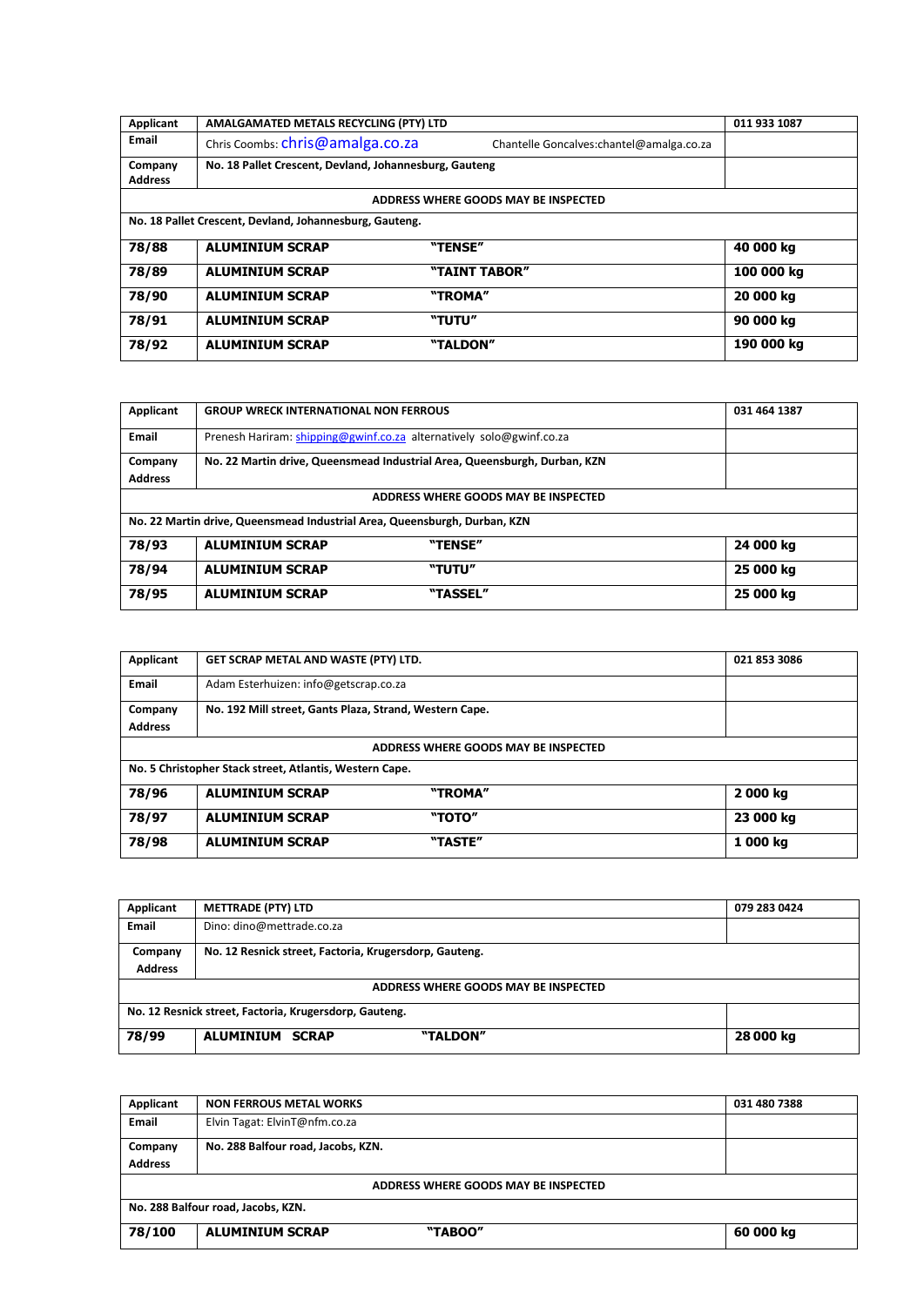| Applicant | AMALGAMATED METALS RECYCLING (PTY) LTD | | 011 933 1087 |
|---|---|---|---|
| Email | Chris Coombs: chris@amalga.co.za | Chantelle Goncalves:chantel@amalga.co.za | |
| Company Address | No. 18 Pallet Crescent, Devland, Johannesburg, Gauteng | | |
| ADDRESS WHERE GOODS MAY BE INSPECTED | | | |
| No. 18 Pallet Crescent, Devland, Johannesburg, Gauteng. | | | |
| **78/88** | **ALUMINIUM SCRAP** | **"TENSE"** | **40 000 kg** |
| **78/89** | **ALUMINIUM SCRAP** | **"TAINT TABOR"** | **100 000 kg** |
| **78/90** | **ALUMINIUM SCRAP** | **"TROMA"** | **20 000 kg** |
| **78/91** | **ALUMINIUM SCRAP** | **"TUTU"** | **90 000 kg** |
| **78/92** | **ALUMINIUM SCRAP** | **"TALDON"** | **190 000 kg** |

| Applicant | GROUP WRECK INTERNATIONAL NON FERROUS | | 031 464 1387 |
|---|---|---|---|
| Email | Prenesh Hariram: shipping@gwinf.co.za alternatively solo@gwinf.co.za | | |
| Company Address | No. 22 Martin drive, Queensmead Industrial Area, Queensburgh, Durban, KZN | | |
| ADDRESS WHERE GOODS MAY BE INSPECTED | | | |
| No. 22 Martin drive, Queensmead Industrial Area, Queensburgh, Durban, KZN | | | |
| **78/93** | **ALUMINIUM SCRAP** | **"TENSE"** | **24 000 kg** |
| **78/94** | **ALUMINIUM SCRAP** | **"TUTU"** | **25 000 kg** |
| **78/95** | **ALUMINIUM SCRAP** | **"TASSEL"** | **25 000 kg** |

| Applicant | GET SCRAP METAL AND WASTE (PTY) LTD. | | 021 853 3086 |
|---|---|---|---|
| Email | Adam Esterhuizen: info@getscrap.co.za | | |
| Company Address | No. 192 Mill street, Gants Plaza, Strand, Western Cape. | | |
| ADDRESS WHERE GOODS MAY BE INSPECTED | | | |
| No. 5 Christopher Stack street, Atlantis, Western Cape. | | | |
| **78/96** | **ALUMINIUM SCRAP** | **"TROMA"** | **2 000 kg** |
| **78/97** | **ALUMINIUM SCRAP** | **"TOTO"** | **23 000 kg** |
| **78/98** | **ALUMINIUM SCRAP** | **"TASTE"** | **1 000 kg** |

| Applicant | METTRADE (PTY) LTD | | 079 283 0424 |
|---|---|---|---|
| Email | Dino: dino@mettrade.co.za | | |
| Company Address | No. 12 Resnick street, Factoria, Krugersdorp, Gauteng. | | |
| ADDRESS WHERE GOODS MAY BE INSPECTED | | | |
| No. 12 Resnick street, Factoria, Krugersdorp, Gauteng. | | | |
| **78/99** | **ALUMINIUM SCRAP** | **"TALDON"** | **28 000 kg** |

| Applicant | NON FERROUS METAL WORKS | | 031 480 7388 |
|---|---|---|---|
| Email | Elvin Tagat: ElvinT@nfm.co.za | | |
| Company Address | No. 288 Balfour road, Jacobs, KZN. | | |
| ADDRESS WHERE GOODS MAY BE INSPECTED | | | |
| No. 288 Balfour road, Jacobs, KZN. | | | |
| **78/100** | **ALUMINIUM SCRAP** | **"TABOO"** | **60 000 kg** |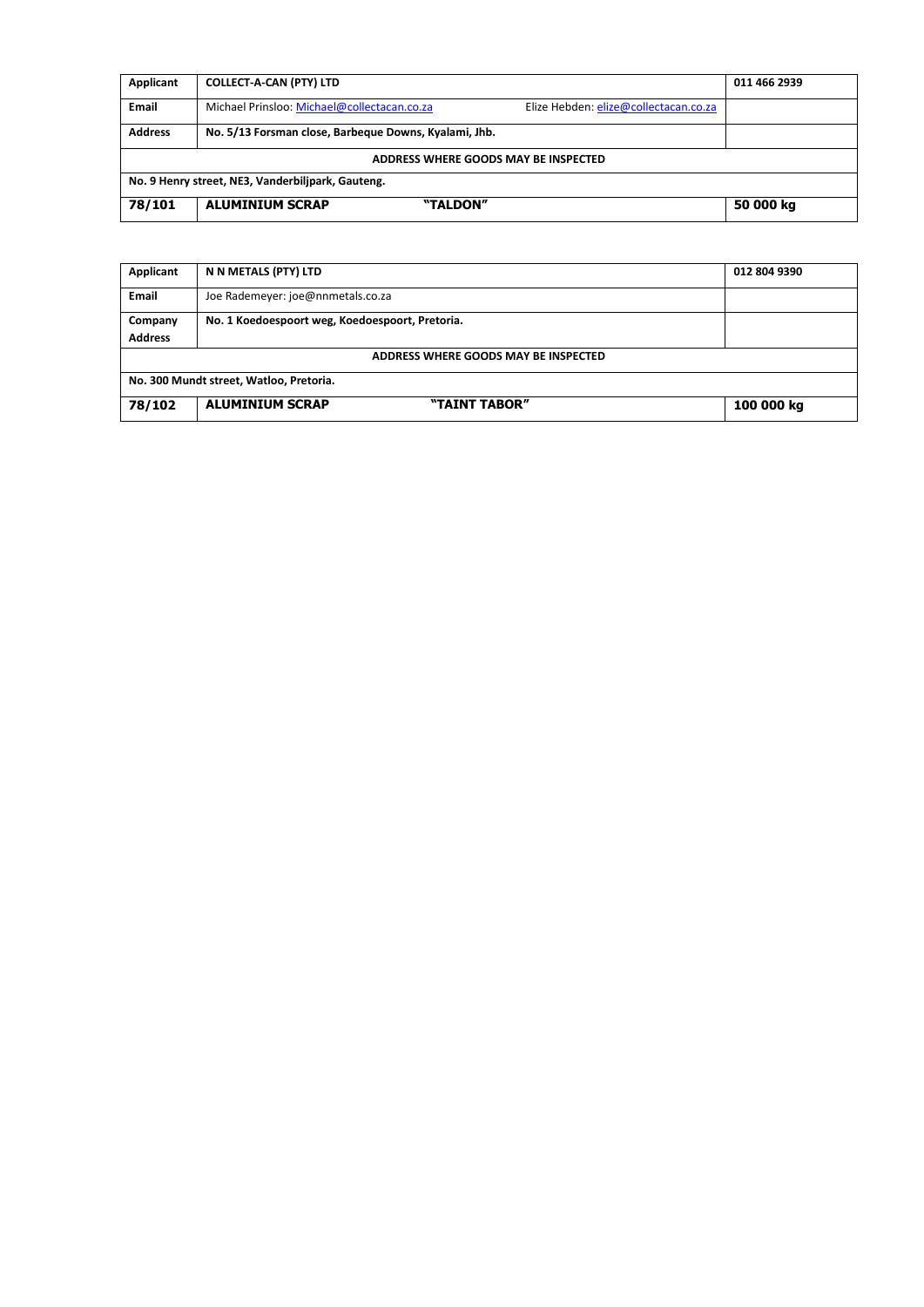| | | | |
|---|---|---|---|
| **Applicant** | **COLLECT-A-CAN (PTY) LTD** | | **011 466 2939** |
| **Email** | Michael Prinsloo: Michael@collectacan.co.za | Elize Hebden: elize@collectacan.co.za | |
| **Address** | **No. 5/13 Forsman close, Barbeque Downs, Kyalami, Jhb.** | | |
| **ADDRESS WHERE GOODS MAY BE INSPECTED** | | | |
| **No. 9 Henry street, NE3, Vanderbiljpark, Gauteng.** | | | |
| **78/101** | **ALUMINIUM SCRAP** | **"TALDON"** | **50 000 kg** |

| | | | |
|---|---|---|---|
| **Applicant** | **N N METALS (PTY) LTD** | | **012 804 9390** |
| **Email** | Joe Rademeyer: joe@nnmetals.co.za | | |
| **Company Address** | **No. 1 Koedoespoort weg, Koedoespoort, Pretoria.** | | |
| **ADDRESS WHERE GOODS MAY BE INSPECTED** | | | |
| **No. 300 Mundt street, Watloo, Pretoria.** | | | |
| **78/102** | **ALUMINIUM SCRAP** | **"TAINT TABOR"** | **100 000 kg** |